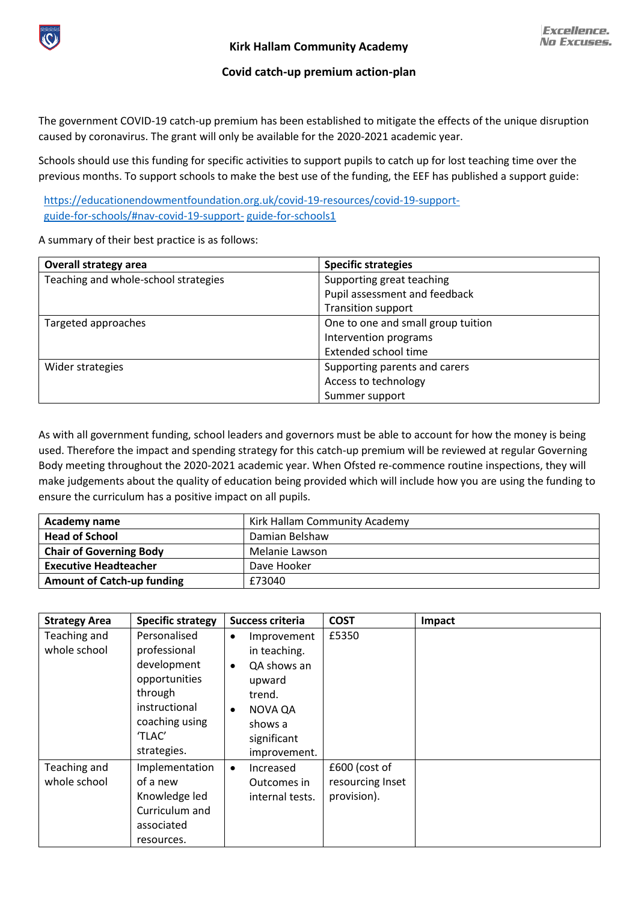# Kirk Hallam Community Academy

## Covid catch-up premium action-plan

*Excellence. No Excuses.*

The government COVID-19 catch-up premium has been established to mitigate the effects of the unique disruption caused by coronavirus. The grant will only be available for the 2020-2021 academic year.

Schools should use this funding for specific activities to support pupils to catch up for lost teaching time over the previous months. To support schools to make the best use of the funding, the EEF has published a support guide:

[https://educationendowmentfoundation.org.uk/covid-19-resources/covid-19-support-guide-for-schools/#nav-covid-19-support- guide-for-schools1](https://educationendowmentfoundation.org.uk/covid-19-resources/covid-19-support-guide-for-schools/#nav-covid-19-support-guide-for-schools1)

A summary of their best practice is as follows:

| Overall strategy area | Specific strategies |
|---|---|
| Teaching and whole-school strategies | Supporting great teaching<br>Pupil assessment and feedback<br>Transition support |
| Targeted approaches | One to one and small group tuition<br>Intervention programs<br>Extended school time |
| Wider strategies | Supporting parents and carers<br>Access to technology<br>Summer support |

As with all government funding, school leaders and governors must be able to account for how the money is being used. Therefore the impact and spending strategy for this catch-up premium will be reviewed at regular Governing Body meeting throughout the 2020-2021 academic year. When Ofsted re-commence routine inspections, they will make judgements about the quality of education being provided which will include how you are using the funding to ensure the curriculum has a positive impact on all pupils.

| **Academy name** | Kirk Hallam Community Academy |
|---|---|
| **Head of School** | Damian Belshaw |
| **Chair of Governing Body** | Melanie Lawson |
| **Executive Headteacher** | Dave Hooker |
| **Amount of Catch-up funding** | £73040 |

| Strategy Area | Specific strategy | Success criteria | COST | Impact |
|---|---|---|---|---|
| Teaching and whole school | Personalised professional development opportunities through instructional coaching using 'TLAC' strategies. | • Improvement in teaching.<br>• QA shows an upward trend.<br>• NOVA QA shows a significant improvement. | £5350 | |
| Teaching and whole school | Implementation of a new Knowledge led Curriculum and associated resources. | • Increased Outcomes in internal tests. | £600 (cost of resourcing Inset provision). | |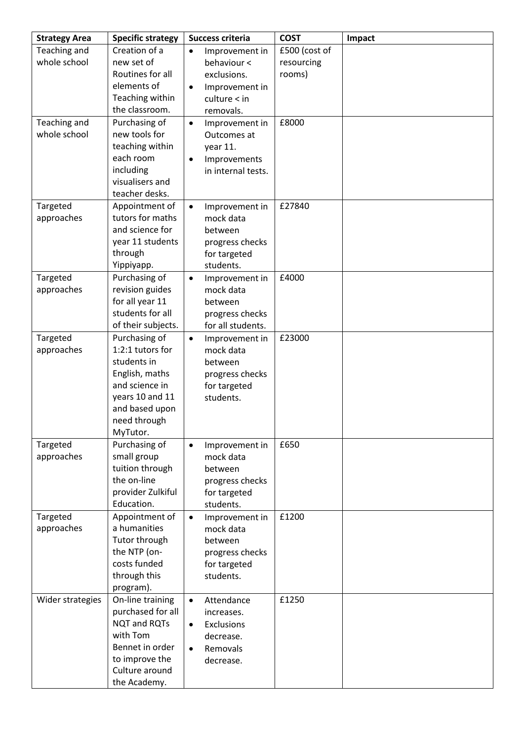| Strategy Area | Specific strategy | Success criteria | COST | Impact |
|---|---|---|---|---|
| Teaching and whole school | Creation of a new set of Routines for all elements of Teaching within the classroom. | • Improvement in behaviour < exclusions.<br>• Improvement in culture < in removals. | £500 (cost of resourcing rooms) | |
| Teaching and whole school | Purchasing of new tools for teaching within each room including visualisers and teacher desks. | • Improvement in Outcomes at year 11.<br>• Improvements in internal tests. | £8000 | |
| Targeted approaches | Appointment of tutors for maths and science for year 11 students through Yippiyapp. | • Improvement in mock data between progress checks for targeted students. | £27840 | |
| Targeted approaches | Purchasing of revision guides for all year 11 students for all of their subjects. | • Improvement in mock data between progress checks for all students. | £4000 | |
| Targeted approaches | Purchasing of 1:2:1 tutors for students in English, maths and science in years 10 and 11 and based upon need through MyTutor. | • Improvement in mock data between progress checks for targeted students. | £23000 | |
| Targeted approaches | Purchasing of small group tuition through the on-line provider Zulkiful Education. | • Improvement in mock data between progress checks for targeted students. | £650 | |
| Targeted approaches | Appointment of a humanities Tutor through the NTP (on-costs funded through this program). | • Improvement in mock data between progress checks for targeted students. | £1200 | |
| Wider strategies | On-line training purchased for all NQT and RQTs with Tom Bennet in order to improve the Culture around the Academy. | • Attendance increases.<br>• Exclusions decrease.<br>• Removals decrease. | £1250 | |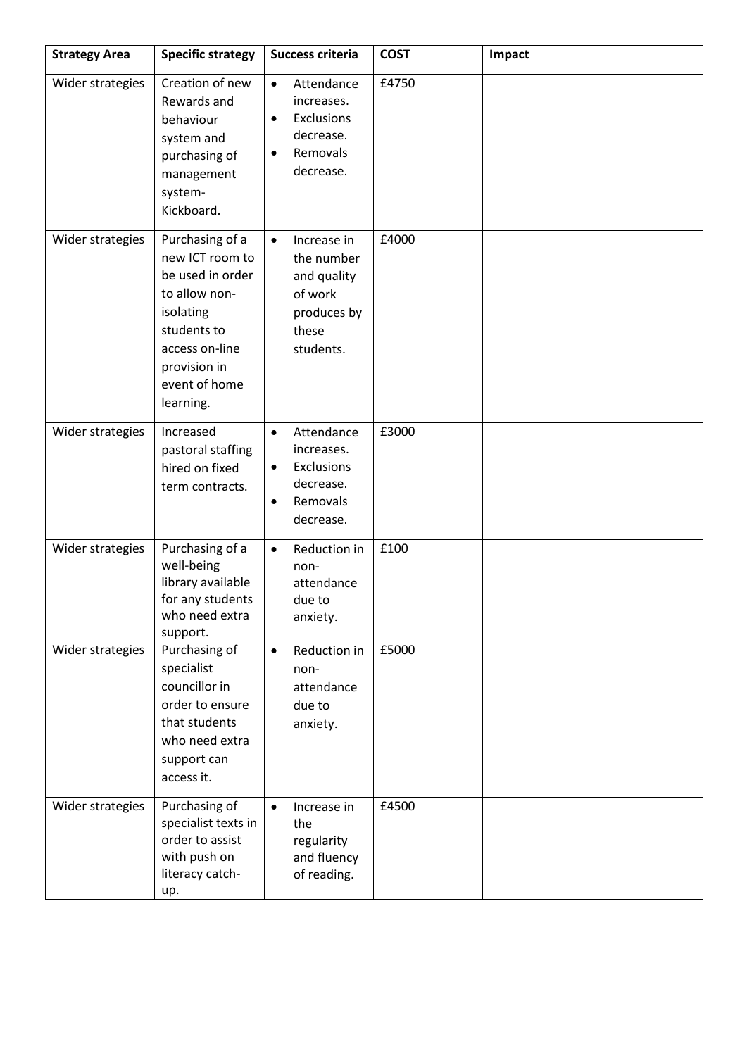| Strategy Area | Specific strategy | Success criteria | COST | Impact |
|---|---|---|---|---|
| Wider strategies | Creation of new Rewards and behaviour system and purchasing of management system-Kickboard. | • Attendance increases. <br>• Exclusions decrease. <br>• Removals decrease. | £4750 | |
| Wider strategies | Purchasing of a new ICT room to be used in order to allow non-isolating students to access on-line provision in event of home learning. | • Increase in the number and quality of work produces by these students. | £4000 | |
| Wider strategies | Increased pastoral staffing hired on fixed term contracts. | • Attendance increases. <br>• Exclusions decrease. <br>• Removals decrease. | £3000 | |
| Wider strategies | Purchasing of a well-being library available for any students who need extra support. | • Reduction in non-attendance due to anxiety. | £100 | |
| Wider strategies | Purchasing of specialist councillor in order to ensure that students who need extra support can access it. | • Reduction in non-attendance due to anxiety. | £5000 | |
| Wider strategies | Purchasing of specialist texts in order to assist with push on literacy catch-up. | • Increase in the regularity and fluency of reading. | £4500 | |